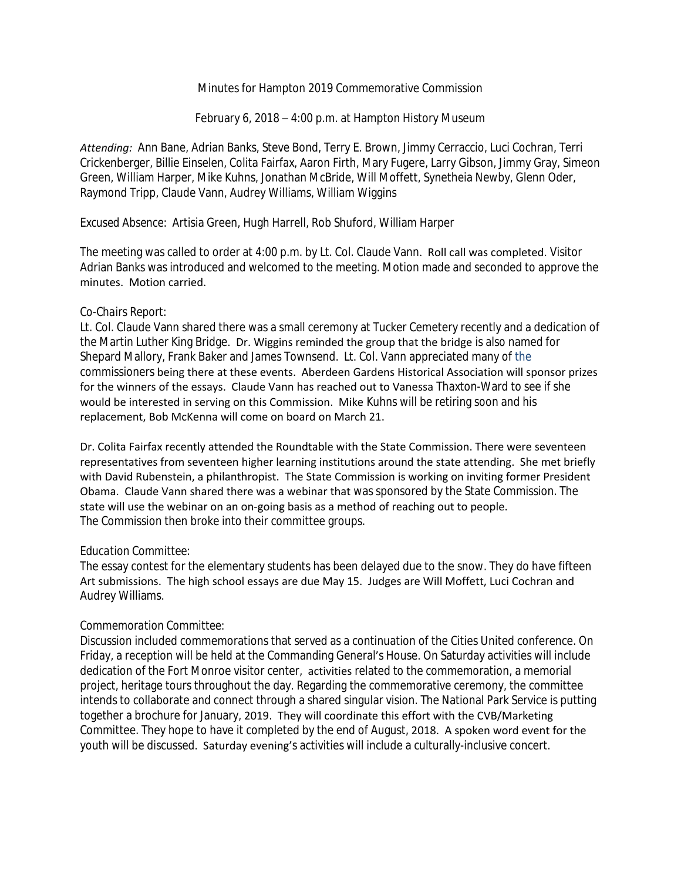Minutes for Hampton 2019 Commemorative Commission

February 6, 2018 – 4:00 p.m. at Hampton History Museum

*Attending:* Ann Bane, Adrian Banks, Steve Bond, Terry E. Brown, Jimmy Cerraccio, Luci Cochran, Terri Crickenberger, Billie Einselen, Colita Fairfax, Aaron Firth, Mary Fugere, Larry Gibson, Jimmy Gray, Simeon Green, William Harper, Mike Kuhns, Jonathan McBride, Will Moffett, Synetheia Newby, Glenn Oder, Raymond Tripp, Claude Vann, Audrey Williams, William Wiggins

Excused Absence: Artisia Green, Hugh Harrell, Rob Shuford, William Harper

The meeting was called to order at 4:00 p.m. by Lt. Col. Claude Vann. Roll call was completed. Visitor Adrian Banks was introduced and welcomed to the meeting. Motion made and seconded to approve the minutes. Motion carried.

Co-Chairs Report:
Lt. Col. Claude Vann shared there was a small ceremony at Tucker Cemetery recently and a dedication of the Martin Luther King Bridge. Dr. Wiggins reminded the group that the bridge is also named for Shepard Mallory, Frank Baker and James Townsend. Lt. Col. Vann appreciated many of the commissioners being there at these events. Aberdeen Gardens Historical Association will sponsor prizes for the winners of the essays. Claude Vann has reached out to Vanessa Thaxton-Ward to see if she would be interested in serving on this Commission. Mike Kuhns will be retiring soon and his replacement, Bob McKenna will come on board on March 21.

Dr. Colita Fairfax recently attended the Roundtable with the State Commission. There were seventeen representatives from seventeen higher learning institutions around the state attending. She met briefly with David Rubenstein, a philanthropist. The State Commission is working on inviting former President Obama. Claude Vann shared there was a webinar that was sponsored by the State Commission. The state will use the webinar on an on-going basis as a method of reaching out to people.
The Commission then broke into their committee groups.

Education Committee:
The essay contest for the elementary students has been delayed due to the snow. They do have fifteen Art submissions. The high school essays are due May 15. Judges are Will Moffett, Luci Cochran and Audrey Williams.

Commemoration Committee:
Discussion included commemorations that served as a continuation of the Cities United conference. On Friday, a reception will be held at the Commanding General's House. On Saturday activities will include dedication of the Fort Monroe visitor center, activities related to the commemoration, a memorial project, heritage tours throughout the day. Regarding the commemorative ceremony, the committee intends to collaborate and connect through a shared singular vision. The National Park Service is putting together a brochure for January, 2019. They will coordinate this effort with the CVB/Marketing Committee. They hope to have it completed by the end of August, 2018. A spoken word event for the youth will be discussed. Saturday evening's activities will include a culturally-inclusive concert.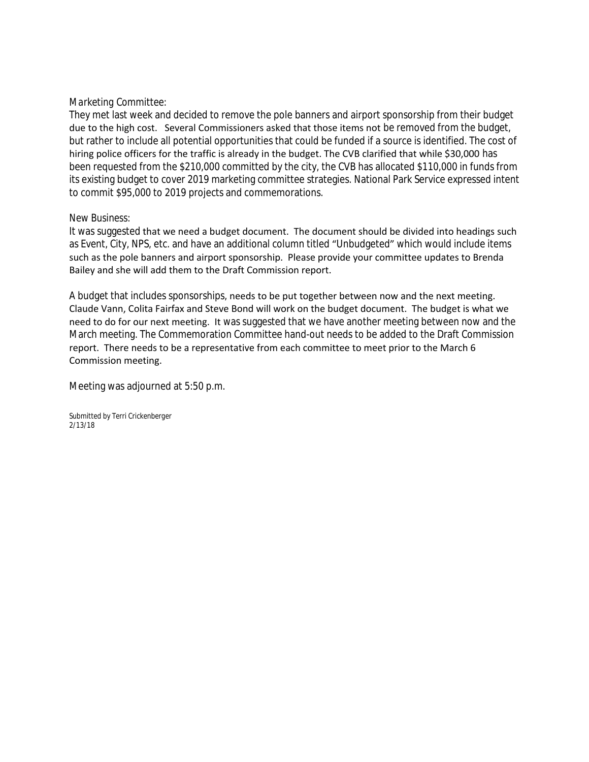Marketing Committee:

They met last week and decided to remove the pole banners and airport sponsorship from their budget due to the high cost. Several Commissioners asked that those items not be removed from the budget, but rather to include all potential opportunities that could be funded if a source is identified. The cost of hiring police officers for the traffic is already in the budget. The CVB clarified that while $30,000 has been requested from the $210,000 committed by the city, the CVB has allocated $110,000 in funds from its existing budget to cover 2019 marketing committee strategies. National Park Service expressed intent to commit $95,000 to 2019 projects and commemorations.

New Business:

It was suggested that we need a budget document. The document should be divided into headings such as Event, City, NPS, etc. and have an additional column titled "Unbudgeted" which would include items such as the pole banners and airport sponsorship. Please provide your committee updates to Brenda Bailey and she will add them to the Draft Commission report.

A budget that includes sponsorships, needs to be put together between now and the next meeting. Claude Vann, Colita Fairfax and Steve Bond will work on the budget document. The budget is what we need to do for our next meeting. It was suggested that we have another meeting between now and the March meeting. The Commemoration Committee hand-out needs to be added to the Draft Commission report. There needs to be a representative from each committee to meet prior to the March 6 Commission meeting.

Meeting was adjourned at 5:50 p.m.

Submitted by Terri Crickenberger
2/13/18